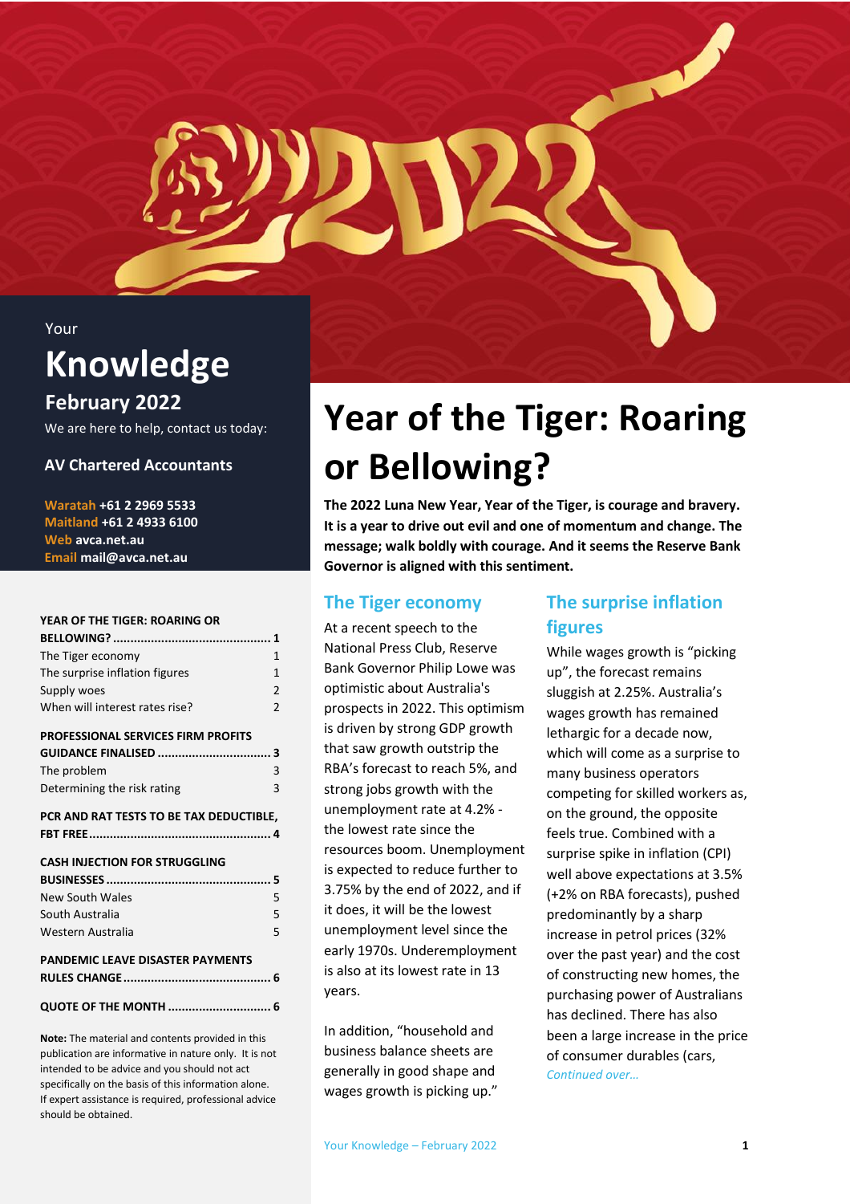Your

# Knowledge

## February 2022

We are here to help, contact us today:

**AV Chartered Accountants**

**Waratah** **+61 2 2969 5533**
**Maitland** **+61 2 4933 6100**
**Web** **avca.net.au**
**Email** **mail@avca.net.au**

| | |
|---|---|
| **YEAR OF THE TIGER: ROARING OR BELLOWING?** | **1** |
| The Tiger economy | 1 |
| The surprise inflation figures | 1 |
| Supply woes | 2 |
| When will interest rates rise? | 2 |
| **PROFESSIONAL SERVICES FIRM PROFITS GUIDANCE FINALISED** | **3** |
| The problem | 3 |
| Determining the risk rating | 3 |
| **PCR AND RAT TESTS TO BE TAX DEDUCTIBLE, FBT FREE** | **4** |
| **CASH INJECTION FOR STRUGGLING BUSINESSES** | **5** |
| New South Wales | 5 |
| South Australia | 5 |
| Western Australia | 5 |
| **PANDEMIC LEAVE DISASTER PAYMENTS RULES CHANGE** | **6** |
| **QUOTE OF THE MONTH** | **6** |

**Note:** The material and contents provided in this publication are informative in nature only. It is not intended to be advice and you should not act specifically on the basis of this information alone. If expert assistance is required, professional advice should be obtained.

# Year of the Tiger: Roaring or Bellowing?

**The 2022 Luna New Year, Year of the Tiger, is courage and bravery. It is a year to drive out evil and one of momentum and change. The message; walk boldly with courage. And it seems the Reserve Bank Governor is aligned with this sentiment.**

## The Tiger economy

At a recent speech to the National Press Club, Reserve Bank Governor Philip Lowe was optimistic about Australia's prospects in 2022. This optimism is driven by strong GDP growth that saw growth outstrip the RBA's forecast to reach 5%, and strong jobs growth with the unemployment rate at 4.2% - the lowest rate since the resources boom. Unemployment is expected to reduce further to 3.75% by the end of 2022, and if it does, it will be the lowest unemployment level since the early 1970s. Underemployment is also at its lowest rate in 13 years.

In addition, "household and business balance sheets are generally in good shape and wages growth is picking up."

## The surprise inflation figures

While wages growth is "picking up", the forecast remains sluggish at 2.25%. Australia's wages growth has remained lethargic for a decade now, which will come as a surprise to many business operators competing for skilled workers as, on the ground, the opposite feels true. Combined with a surprise spike in inflation (CPI) well above expectations at 3.5% (+2% on RBA forecasts), pushed predominantly by a sharp increase in petrol prices (32% over the past year) and the cost of constructing new homes, the purchasing power of Australians has declined. There has also been a large increase in the price of consumer durables (cars,

*Continued over…*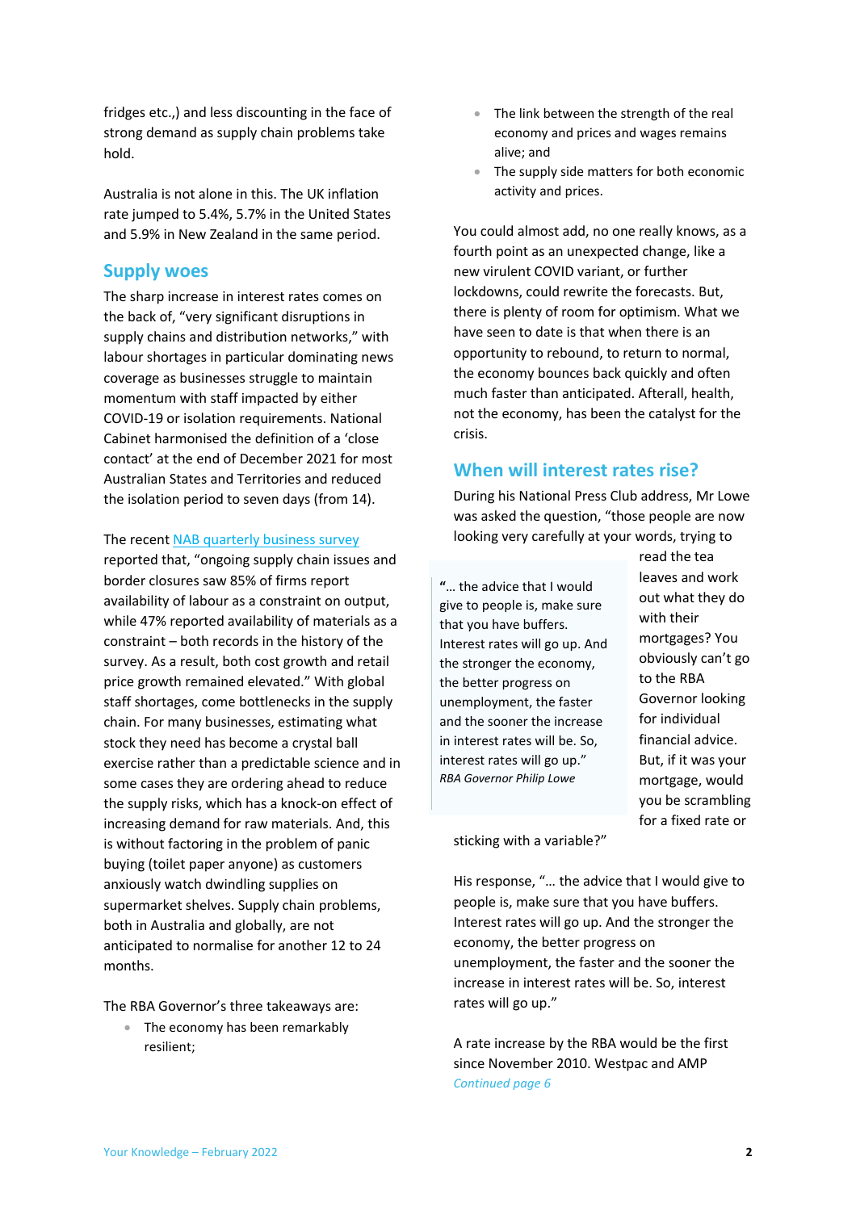fridges etc.,) and less discounting in the face of strong demand as supply chain problems take hold.

Australia is not alone in this. The UK inflation rate jumped to 5.4%, 5.7% in the United States and 5.9% in New Zealand in the same period.

## Supply woes

The sharp increase in interest rates comes on the back of, "very significant disruptions in supply chains and distribution networks," with labour shortages in particular dominating news coverage as businesses struggle to maintain momentum with staff impacted by either COVID-19 or isolation requirements. National Cabinet harmonised the definition of a 'close contact' at the end of December 2021 for most Australian States and Territories and reduced the isolation period to seven days (from 14).

The recent NAB quarterly business survey reported that, "ongoing supply chain issues and border closures saw 85% of firms report availability of labour as a constraint on output, while 47% reported availability of materials as a constraint – both records in the history of the survey. As a result, both cost growth and retail price growth remained elevated." With global staff shortages, come bottlenecks in the supply chain. For many businesses, estimating what stock they need has become a crystal ball exercise rather than a predictable science and in some cases they are ordering ahead to reduce the supply risks, which has a knock-on effect of increasing demand for raw materials. And, this is without factoring in the problem of panic buying (toilet paper anyone) as customers anxiously watch dwindling supplies on supermarket shelves. Supply chain problems, both in Australia and globally, are not anticipated to normalise for another 12 to 24 months.

The RBA Governor's three takeaways are:

- The economy has been remarkably resilient;
- The link between the strength of the real economy and prices and wages remains alive; and
- The supply side matters for both economic activity and prices.

You could almost add, no one really knows, as a fourth point as an unexpected change, like a new virulent COVID variant, or further lockdowns, could rewrite the forecasts. But, there is plenty of room for optimism. What we have seen to date is that when there is an opportunity to rebound, to return to normal, the economy bounces back quickly and often much faster than anticipated. Afterall, health, not the economy, has been the catalyst for the crisis.

## When will interest rates rise?

During his National Press Club address, Mr Lowe was asked the question, "those people are now looking very carefully at your words, trying to read the tea leaves and work out what they do with their mortgages? You obviously can't go to the RBA Governor looking for individual financial advice. But, if it was your mortgage, would you be scrambling for a fixed rate or sticking with a variable?"

> **"**… the advice that I would give to people is, make sure that you have buffers. Interest rates will go up. And the stronger the economy, the better progress on unemployment, the faster and the sooner the increase in interest rates will be. So, interest rates will go up."
>
> *RBA Governor Philip Lowe*

His response, "… the advice that I would give to people is, make sure that you have buffers. Interest rates will go up. And the stronger the economy, the better progress on unemployment, the faster and the sooner the increase in interest rates will be. So, interest rates will go up."

A rate increase by the RBA would be the first since November 2010. Westpac and AMP

*Continued page 6*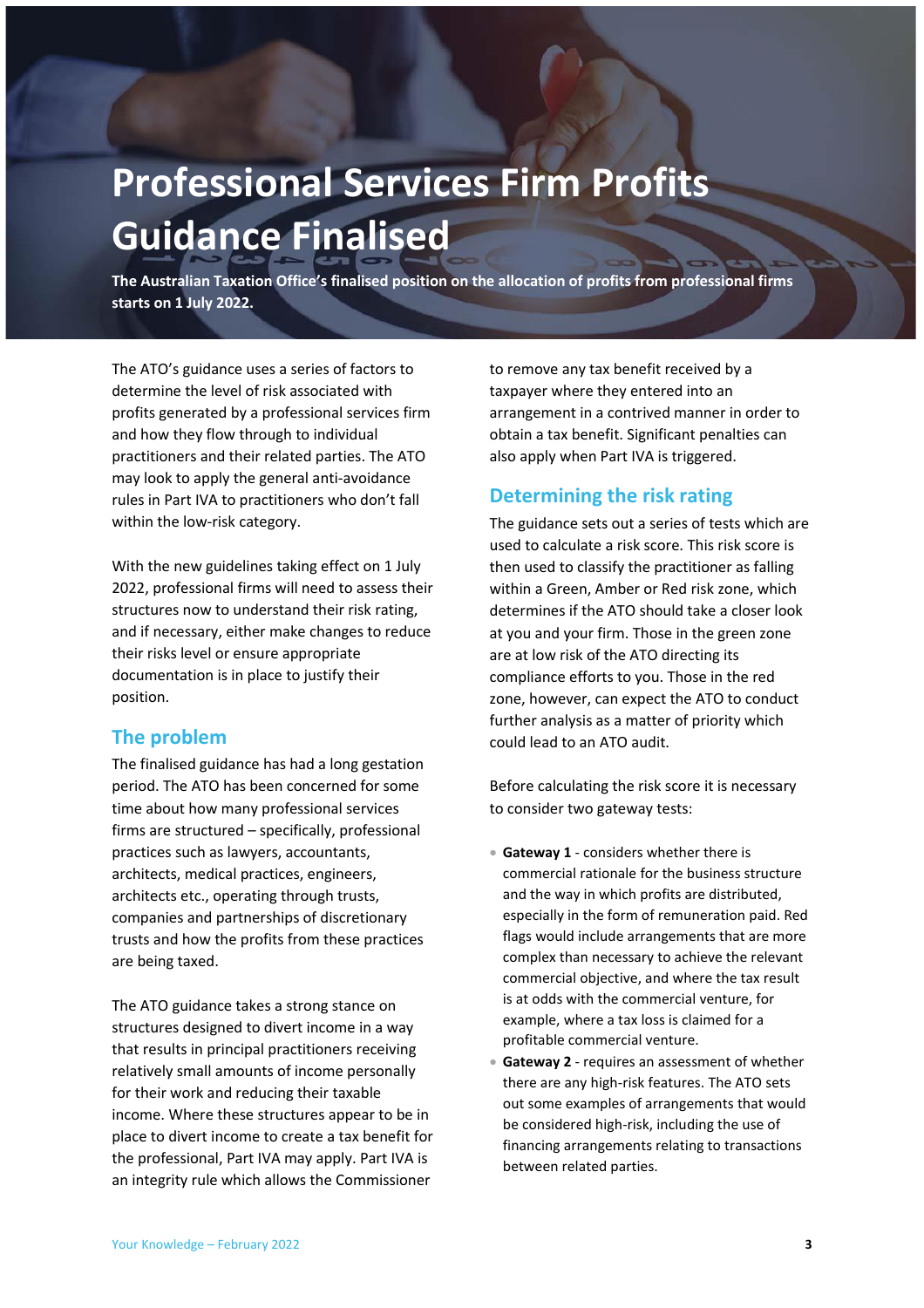# Professional Services Firm Profits Guidance Finalised

**The Australian Taxation Office's finalised position on the allocation of profits from professional firms starts on 1 July 2022.**

The ATO's guidance uses a series of factors to determine the level of risk associated with profits generated by a professional services firm and how they flow through to individual practitioners and their related parties. The ATO may look to apply the general anti-avoidance rules in Part IVA to practitioners who don't fall within the low-risk category.

With the new guidelines taking effect on 1 July 2022, professional firms will need to assess their structures now to understand their risk rating, and if necessary, either make changes to reduce their risks level or ensure appropriate documentation is in place to justify their position.

## The problem

The finalised guidance has had a long gestation period. The ATO has been concerned for some time about how many professional services firms are structured – specifically, professional practices such as lawyers, accountants, architects, medical practices, engineers, architects etc., operating through trusts, companies and partnerships of discretionary trusts and how the profits from these practices are being taxed.

The ATO guidance takes a strong stance on structures designed to divert income in a way that results in principal practitioners receiving relatively small amounts of income personally for their work and reducing their taxable income. Where these structures appear to be in place to divert income to create a tax benefit for the professional, Part IVA may apply. Part IVA is an integrity rule which allows the Commissioner to remove any tax benefit received by a taxpayer where they entered into an arrangement in a contrived manner in order to obtain a tax benefit. Significant penalties can also apply when Part IVA is triggered.

## Determining the risk rating

The guidance sets out a series of tests which are used to calculate a risk score. This risk score is then used to classify the practitioner as falling within a Green, Amber or Red risk zone, which determines if the ATO should take a closer look at you and your firm. Those in the green zone are at low risk of the ATO directing its compliance efforts to you. Those in the red zone, however, can expect the ATO to conduct further analysis as a matter of priority which could lead to an ATO audit.

Before calculating the risk score it is necessary to consider two gateway tests:

- **Gateway 1** - considers whether there is commercial rationale for the business structure and the way in which profits are distributed, especially in the form of remuneration paid. Red flags would include arrangements that are more complex than necessary to achieve the relevant commercial objective, and where the tax result is at odds with the commercial venture, for example, where a tax loss is claimed for a profitable commercial venture.
- **Gateway 2** - requires an assessment of whether there are any high-risk features. The ATO sets out some examples of arrangements that would be considered high-risk, including the use of financing arrangements relating to transactions between related parties.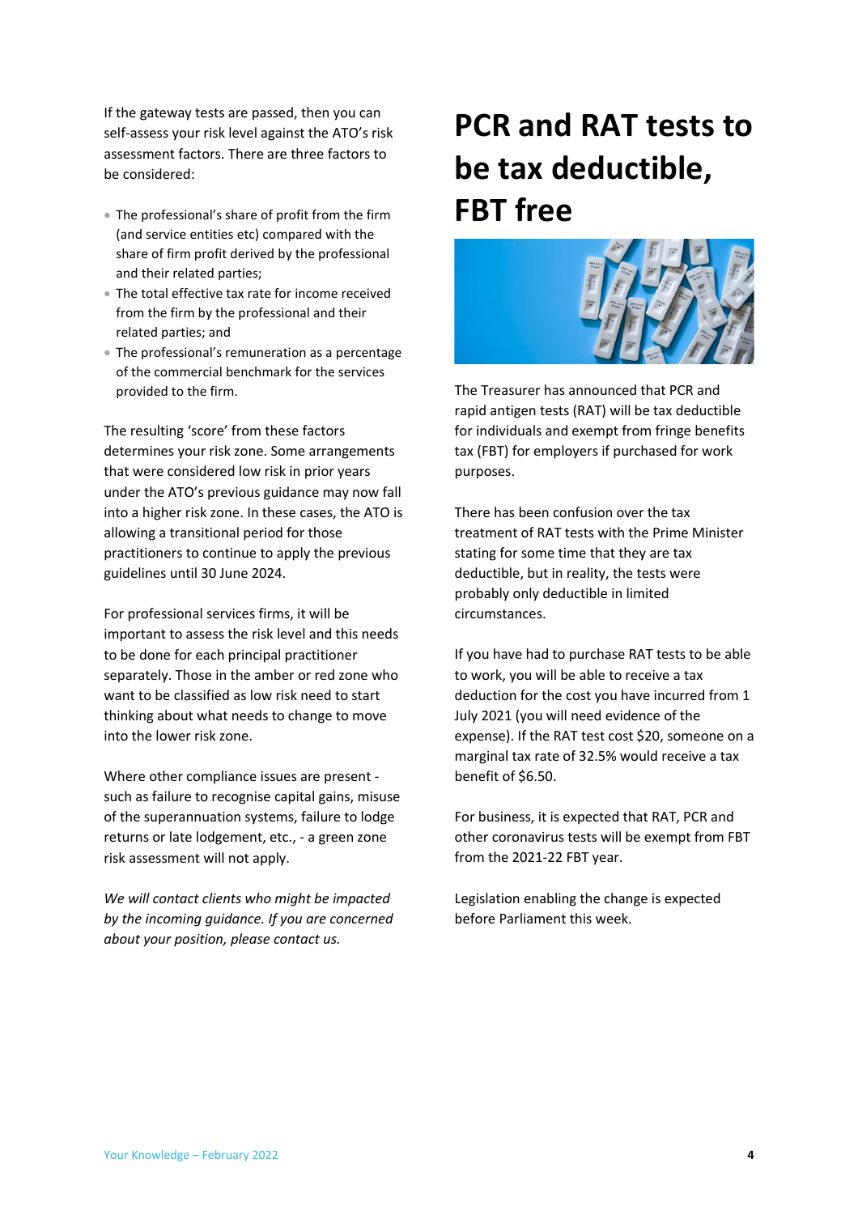If the gateway tests are passed, then you can self-assess your risk level against the ATO's risk assessment factors. There are three factors to be considered:

- The professional's share of profit from the firm (and service entities etc) compared with the share of firm profit derived by the professional and their related parties;
- The total effective tax rate for income received from the firm by the professional and their related parties; and
- The professional's remuneration as a percentage of the commercial benchmark for the services provided to the firm.

The resulting 'score' from these factors determines your risk zone. Some arrangements that were considered low risk in prior years under the ATO's previous guidance may now fall into a higher risk zone. In these cases, the ATO is allowing a transitional period for those practitioners to continue to apply the previous guidelines until 30 June 2024.

For professional services firms, it will be important to assess the risk level and this needs to be done for each principal practitioner separately. Those in the amber or red zone who want to be classified as low risk need to start thinking about what needs to change to move into the lower risk zone.

Where other compliance issues are present - such as failure to recognise capital gains, misuse of the superannuation systems, failure to lodge returns or late lodgement, etc., - a green zone risk assessment will not apply.

*We will contact clients who might be impacted by the incoming guidance. If you are concerned about your position, please contact us.*

# PCR and RAT tests to be tax deductible, FBT free

The Treasurer has announced that PCR and rapid antigen tests (RAT) will be tax deductible for individuals and exempt from fringe benefits tax (FBT) for employers if purchased for work purposes.

There has been confusion over the tax treatment of RAT tests with the Prime Minister stating for some time that they are tax deductible, but in reality, the tests were probably only deductible in limited circumstances.

If you have had to purchase RAT tests to be able to work, you will be able to receive a tax deduction for the cost you have incurred from 1 July 2021 (you will need evidence of the expense). If the RAT test cost $20, someone on a marginal tax rate of 32.5% would receive a tax benefit of $6.50.

For business, it is expected that RAT, PCR and other coronavirus tests will be exempt from FBT from the 2021-22 FBT year.

Legislation enabling the change is expected before Parliament this week.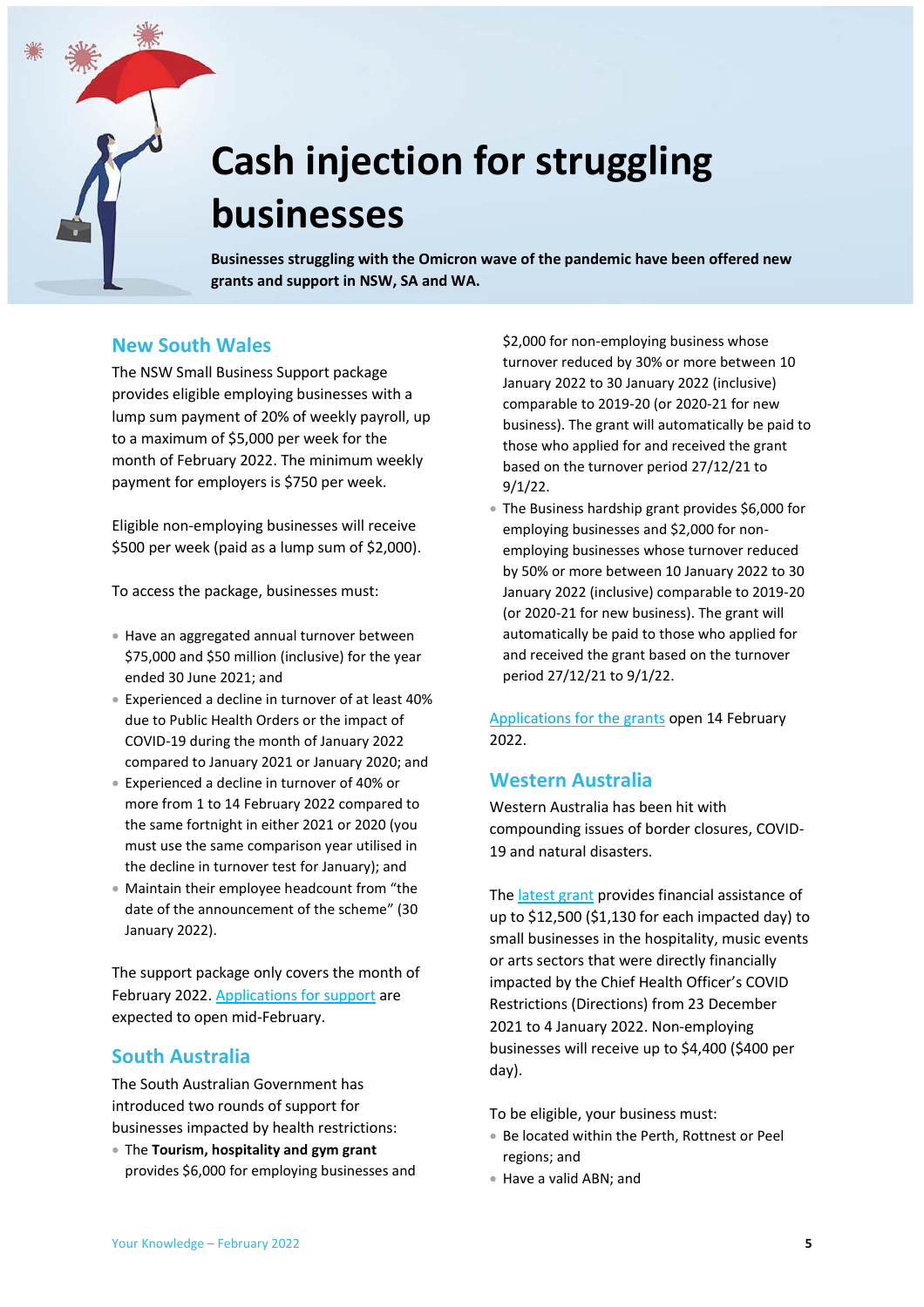# Cash injection for struggling businesses

**Businesses struggling with the Omicron wave of the pandemic have been offered new grants and support in NSW, SA and WA.**

## New South Wales

The NSW Small Business Support package provides eligible employing businesses with a lump sum payment of 20% of weekly payroll, up to a maximum of $5,000 per week for the month of February 2022. The minimum weekly payment for employers is $750 per week.

Eligible non-employing businesses will receive $500 per week (paid as a lump sum of $2,000).

To access the package, businesses must:

- Have an aggregated annual turnover between $75,000 and $50 million (inclusive) for the year ended 30 June 2021; and
- Experienced a decline in turnover of at least 40% due to Public Health Orders or the impact of COVID-19 during the month of January 2022 compared to January 2021 or January 2020; and
- Experienced a decline in turnover of 40% or more from 1 to 14 February 2022 compared to the same fortnight in either 2021 or 2020 (you must use the same comparison year utilised in the decline in turnover test for January); and
- Maintain their employee headcount from "the date of the announcement of the scheme" (30 January 2022).

The support package only covers the month of February 2022. Applications for support are expected to open mid-February.

## South Australia

The South Australian Government has introduced two rounds of support for businesses impacted by health restrictions:

- The **Tourism, hospitality and gym grant** provides $6,000 for employing businesses and $2,000 for non-employing business whose turnover reduced by 30% or more between 10 January 2022 to 30 January 2022 (inclusive) comparable to 2019-20 (or 2020-21 for new business). The grant will automatically be paid to those who applied for and received the grant based on the turnover period 27/12/21 to 9/1/22.
- The Business hardship grant provides $6,000 for employing businesses and $2,000 for non-employing businesses whose turnover reduced by 50% or more between 10 January 2022 to 30 January 2022 (inclusive) comparable to 2019-20 (or 2020-21 for new business). The grant will automatically be paid to those who applied for and received the grant based on the turnover period 27/12/21 to 9/1/22.

Applications for the grants open 14 February 2022.

## Western Australia

Western Australia has been hit with compounding issues of border closures, COVID-19 and natural disasters.

The latest grant provides financial assistance of up to $12,500 ($1,130 for each impacted day) to small businesses in the hospitality, music events or arts sectors that were directly financially impacted by the Chief Health Officer's COVID Restrictions (Directions) from 23 December 2021 to 4 January 2022. Non-employing businesses will receive up to $4,400 ($400 per day).

To be eligible, your business must:

- Be located within the Perth, Rottnest or Peel regions; and
- Have a valid ABN; and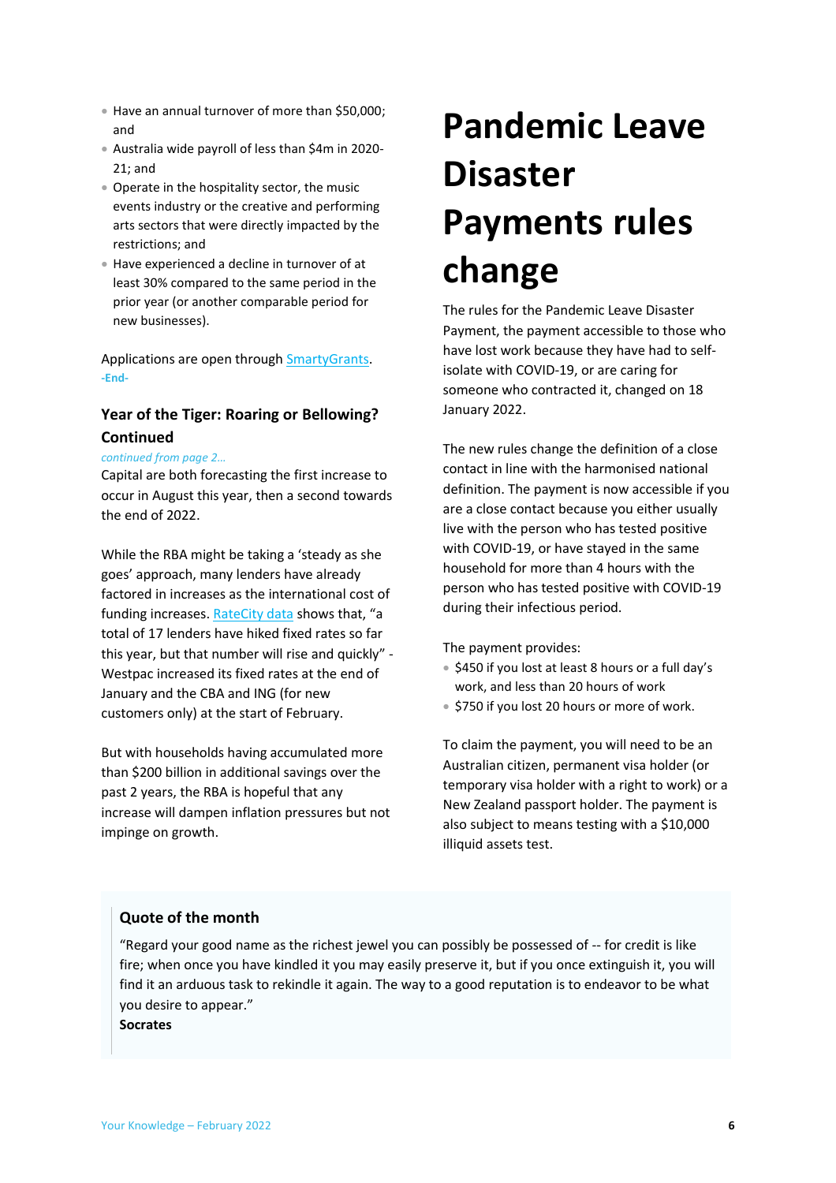- Have an annual turnover of more than $50,000; and
- Australia wide payroll of less than $4m in 2020-21; and
- Operate in the hospitality sector, the music events industry or the creative and performing arts sectors that were directly impacted by the restrictions; and
- Have experienced a decline in turnover of at least 30% compared to the same period in the prior year (or another comparable period for new businesses).

Applications are open through SmartyGrants.

-End-

### Year of the Tiger: Roaring or Bellowing? Continued

*continued from page 2…*

Capital are both forecasting the first increase to occur in August this year, then a second towards the end of 2022.

While the RBA might be taking a 'steady as she goes' approach, many lenders have already factored in increases as the international cost of funding increases. RateCity data shows that, "a total of 17 lenders have hiked fixed rates so far this year, but that number will rise and quickly" - Westpac increased its fixed rates at the end of January and the CBA and ING (for new customers only) at the start of February.

But with households having accumulated more than $200 billion in additional savings over the past 2 years, the RBA is hopeful that any increase will dampen inflation pressures but not impinge on growth.

# Pandemic Leave Disaster Payments rules change

The rules for the Pandemic Leave Disaster Payment, the payment accessible to those who have lost work because they have had to self-isolate with COVID-19, or are caring for someone who contracted it, changed on 18 January 2022.

The new rules change the definition of a close contact in line with the harmonised national definition. The payment is now accessible if you are a close contact because you either usually live with the person who has tested positive with COVID-19, or have stayed in the same household for more than 4 hours with the person who has tested positive with COVID-19 during their infectious period.

The payment provides:

- $450 if you lost at least 8 hours or a full day's work, and less than 20 hours of work
- $750 if you lost 20 hours or more of work.

To claim the payment, you will need to be an Australian citizen, permanent visa holder (or temporary visa holder with a right to work) or a New Zealand passport holder. The payment is also subject to means testing with a $10,000 illiquid assets test.

### Quote of the month

"Regard your good name as the richest jewel you can possibly be possessed of -- for credit is like fire; when once you have kindled it you may easily preserve it, but if you once extinguish it, you will find it an arduous task to rekindle it again. The way to a good reputation is to endeavor to be what you desire to appear."

**Socrates**